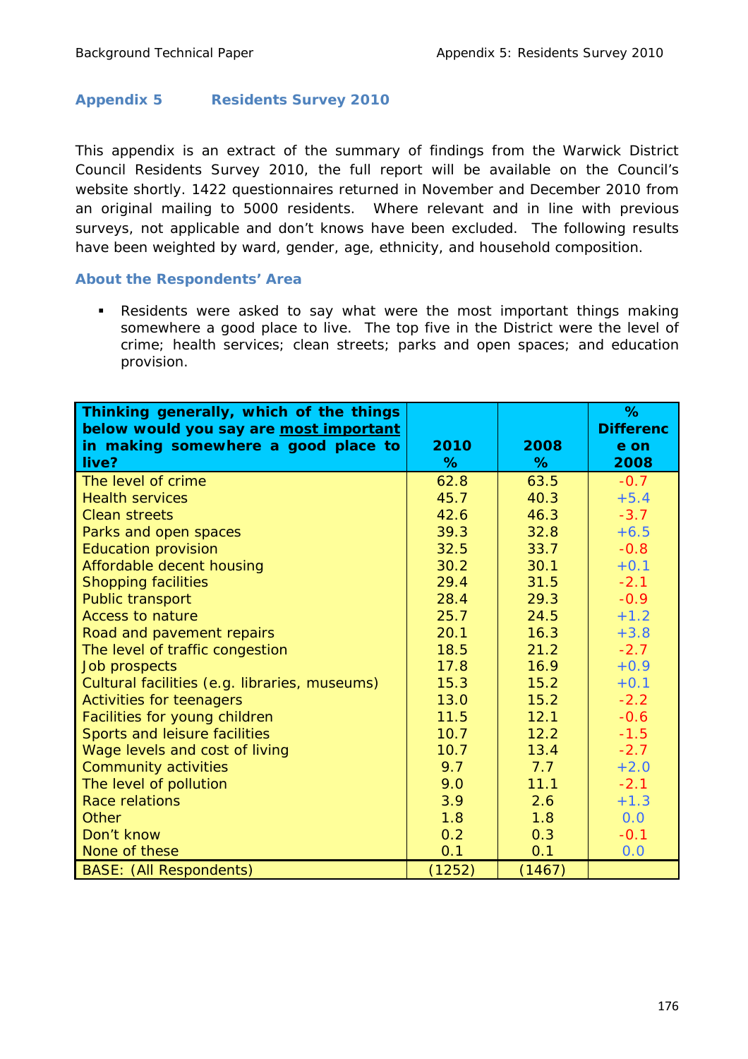## Appendix 5 Residents Survey 2010

This appendix is an extract of the summary of findings from the Warwick District Council Residents Survey 2010, the full report will be available on the Council's website shortly. 1422 questionnaires returned in November and December 2010 from an original mailing to 5000 residents. Where relevant and in line with previous surveys, not applicable and don't knows have been excluded. The following results have been weighted by ward, gender, age, ethnicity, and household composition.

### About the Respondents' Area

- Residents were asked to say what were the most important things making somewhere a good place to live. The top five in the District were the level of crime; health services; clean streets; parks and open spaces; and education provision.

| Thinking generally, which of the things below would you say are most important in making somewhere a good place to live? | 2010 % | 2008 % | % Difference on 2008 |
|---|---|---|---|
| The level of crime | 62.8 | 63.5 | -0.7 |
| Health services | 45.7 | 40.3 | +5.4 |
| Clean streets | 42.6 | 46.3 | -3.7 |
| Parks and open spaces | 39.3 | 32.8 | +6.5 |
| Education provision | 32.5 | 33.7 | -0.8 |
| Affordable decent housing | 30.2 | 30.1 | +0.1 |
| Shopping facilities | 29.4 | 31.5 | -2.1 |
| Public transport | 28.4 | 29.3 | -0.9 |
| Access to nature | 25.7 | 24.5 | +1.2 |
| Road and pavement repairs | 20.1 | 16.3 | +3.8 |
| The level of traffic congestion | 18.5 | 21.2 | -2.7 |
| Job prospects | 17.8 | 16.9 | +0.9 |
| Cultural facilities (e.g. libraries, museums) | 15.3 | 15.2 | +0.1 |
| Activities for teenagers | 13.0 | 15.2 | -2.2 |
| Facilities for young children | 11.5 | 12.1 | -0.6 |
| Sports and leisure facilities | 10.7 | 12.2 | -1.5 |
| Wage levels and cost of living | 10.7 | 13.4 | -2.7 |
| Community activities | 9.7 | 7.7 | +2.0 |
| The level of pollution | 9.0 | 11.1 | -2.1 |
| Race relations | 3.9 | 2.6 | +1.3 |
| Other | 1.8 | 1.8 | 0.0 |
| Don't know | 0.2 | 0.3 | -0.1 |
| None of these | 0.1 | 0.1 | 0.0 |
| BASE: (All Respondents) | (1252) | (1467) | |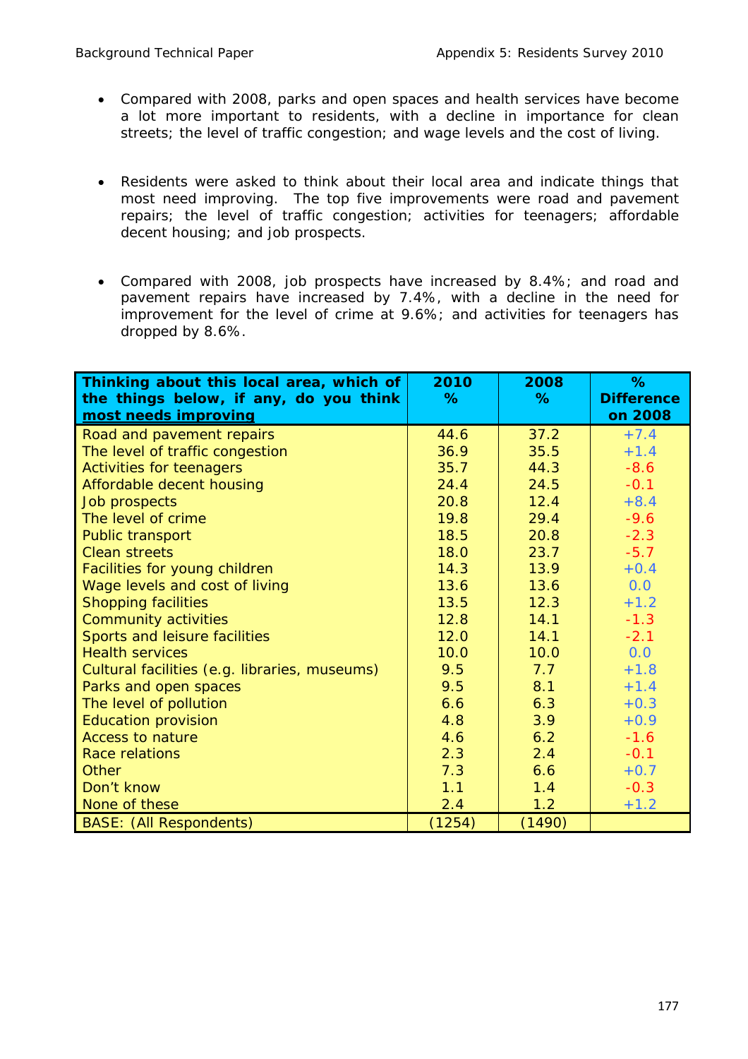- Compared with 2008, parks and open spaces and health services have become a lot more important to residents, with a decline in importance for clean streets; the level of traffic congestion; and wage levels and the cost of living.

- Residents were asked to think about their local area and indicate things that most need improving. The top five improvements were road and pavement repairs; the level of traffic congestion; activities for teenagers; affordable decent housing; and job prospects.

- Compared with 2008, job prospects have increased by 8.4%; and road and pavement repairs have increased by 7.4%, with a decline in the need for improvement for the level of crime at 9.6%; and activities for teenagers has dropped by 8.6%.

| **Thinking about this local area, which of the things below, if any, do you think <u>most needs improving</u>** | **2010 %** | **2008 %** | **% Difference on 2008** |
|---|---|---|---|
| Road and pavement repairs | 44.6 | 37.2 | +7.4 |
| The level of traffic congestion | 36.9 | 35.5 | +1.4 |
| Activities for teenagers | 35.7 | 44.3 | -8.6 |
| Affordable decent housing | 24.4 | 24.5 | -0.1 |
| Job prospects | 20.8 | 12.4 | +8.4 |
| The level of crime | 19.8 | 29.4 | -9.6 |
| Public transport | 18.5 | 20.8 | -2.3 |
| Clean streets | 18.0 | 23.7 | -5.7 |
| Facilities for young children | 14.3 | 13.9 | +0.4 |
| Wage levels and cost of living | 13.6 | 13.6 | 0.0 |
| Shopping facilities | 13.5 | 12.3 | +1.2 |
| Community activities | 12.8 | 14.1 | -1.3 |
| Sports and leisure facilities | 12.0 | 14.1 | -2.1 |
| Health services | 10.0 | 10.0 | 0.0 |
| Cultural facilities (e.g. libraries, museums) | 9.5 | 7.7 | +1.8 |
| Parks and open spaces | 9.5 | 8.1 | +1.4 |
| The level of pollution | 6.6 | 6.3 | +0.3 |
| Education provision | 4.8 | 3.9 | +0.9 |
| Access to nature | 4.6 | 6.2 | -1.6 |
| Race relations | 2.3 | 2.4 | -0.1 |
| Other | 7.3 | 6.6 | +0.7 |
| Don't know | 1.1 | 1.4 | -0.3 |
| None of these | 2.4 | 1.2 | +1.2 |
| BASE: (All Respondents) | (1254) | (1490) | |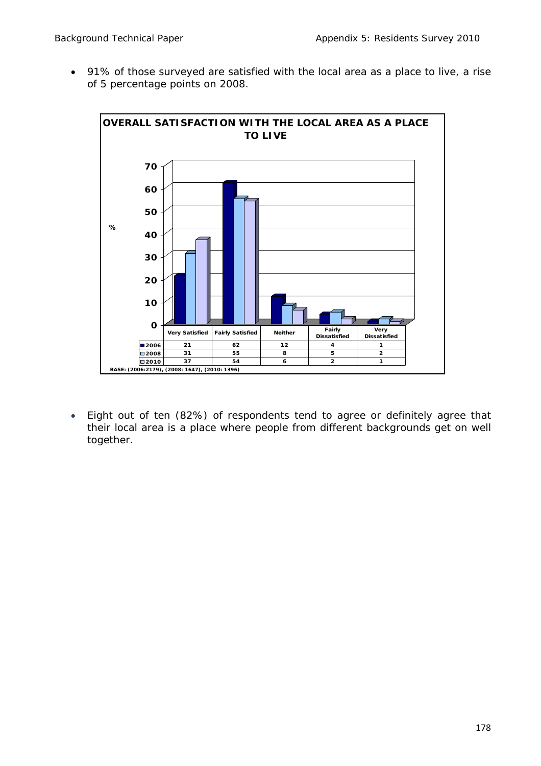- 91% of those surveyed are satisfied with the local area as a place to live, a rise of 5 percentage points on 2008.

OVERALL SATISFACTION WITH THE LOCAL AREA AS A PLACE TO LIVE

%

70
60
50
40
30
20
10
0

Very Satisfied | Fairly Satisfied | Neither | Fairly Dissatisfied | Very Dissatisfied

2006: 21, 62, 12, 4, 1

2008: 31, 55, 8, 5, 2

2010: 37, 54, 6, 2, 1

BASE: (2006:2179), (2008: 1647), (2010: 1396)

- Eight out of ten (82%) of respondents tend to agree or definitely agree that their local area is a place where people from different backgrounds get on well together.